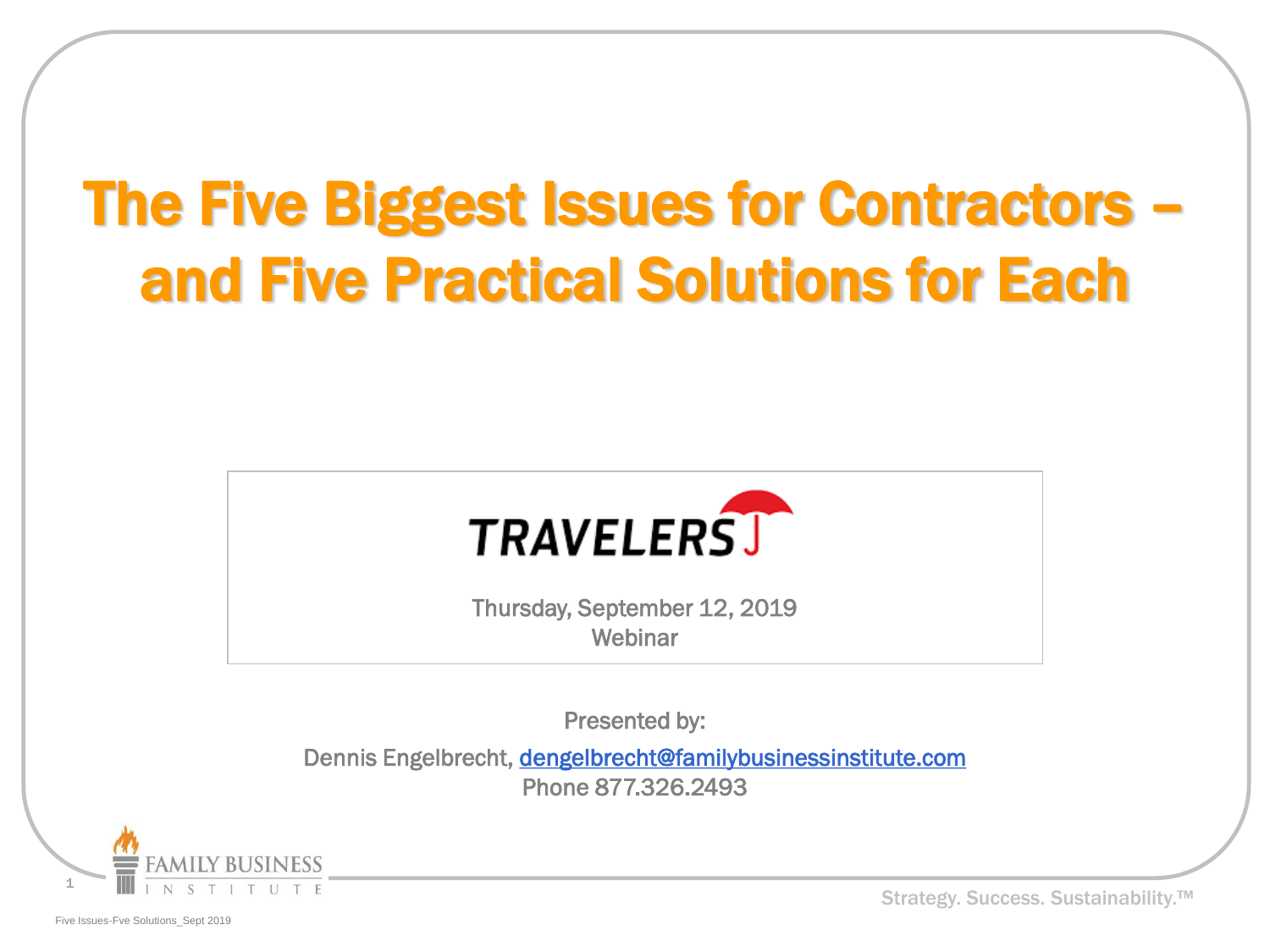# The Five Biggest Issues for Contractors – and Five Practical Solutions for Each

TRAVELERS

Thursday, September 12, 2019
Webinar

Presented by:

Dennis Engelbrecht, dengelbrecht@familybusinessinstitute.com
Phone 877.326.2493

FAMILY BUSINESS INSTITUTE

Strategy. Success. Sustainability.™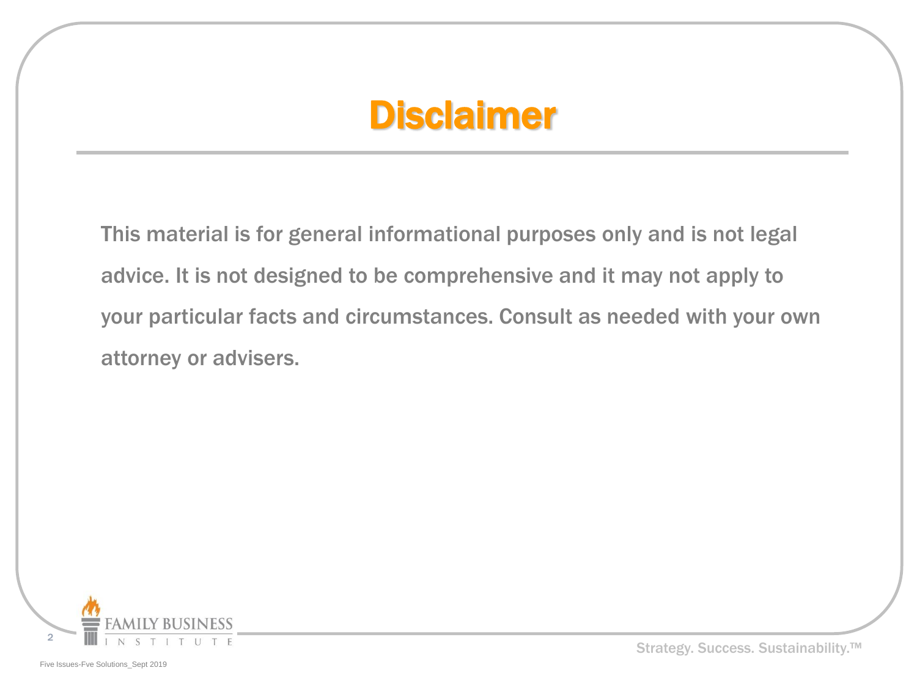# Disclaimer

This material is for general informational purposes only and is not legal advice. It is not designed to be comprehensive and it may not apply to your particular facts and circumstances. Consult as needed with your own attorney or advisers.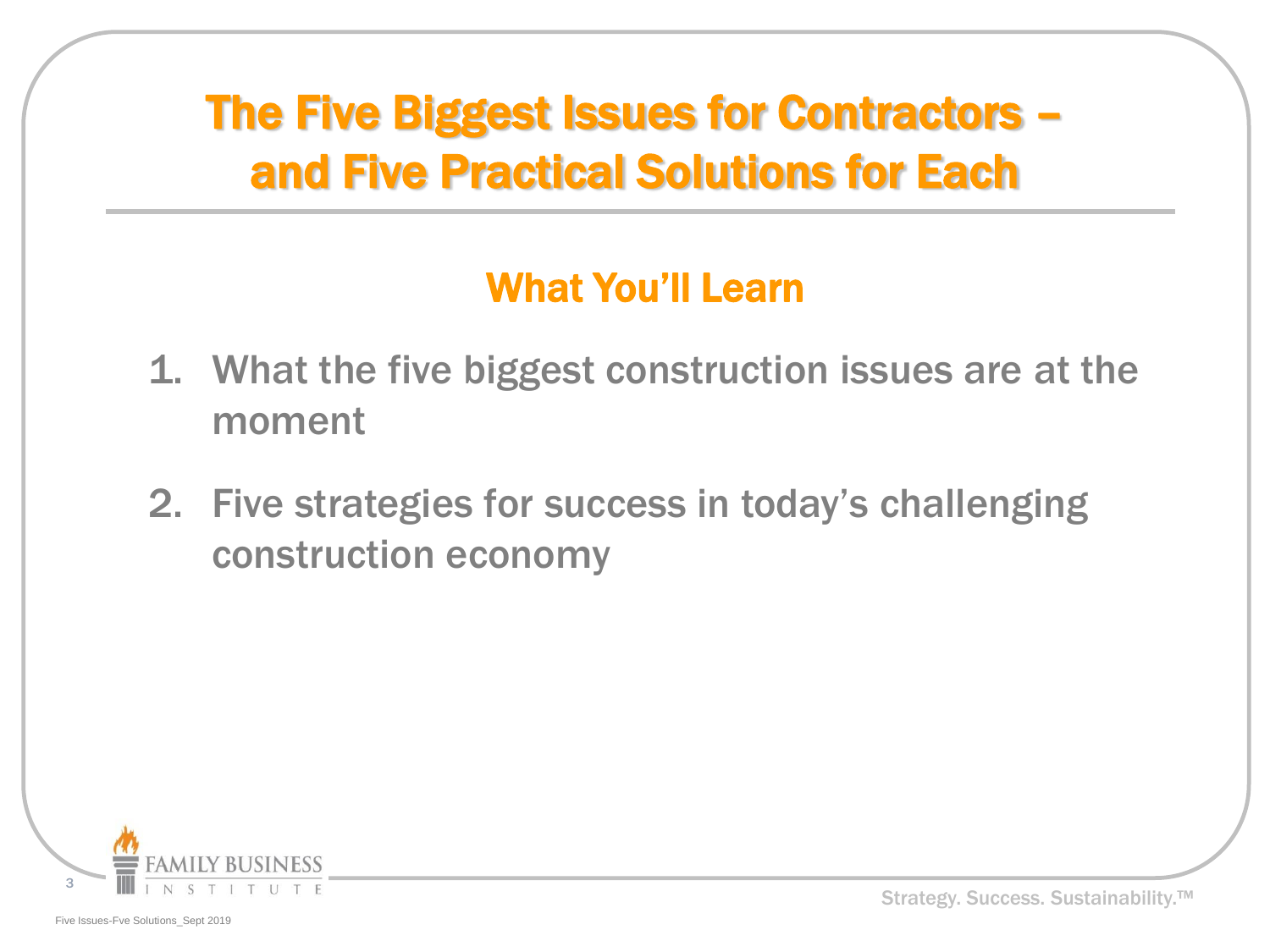# The Five Biggest Issues for Contractors – and Five Practical Solutions for Each

## What You'll Learn

1. What the five biggest construction issues are at the moment
2. Five strategies for success in today's challenging construction economy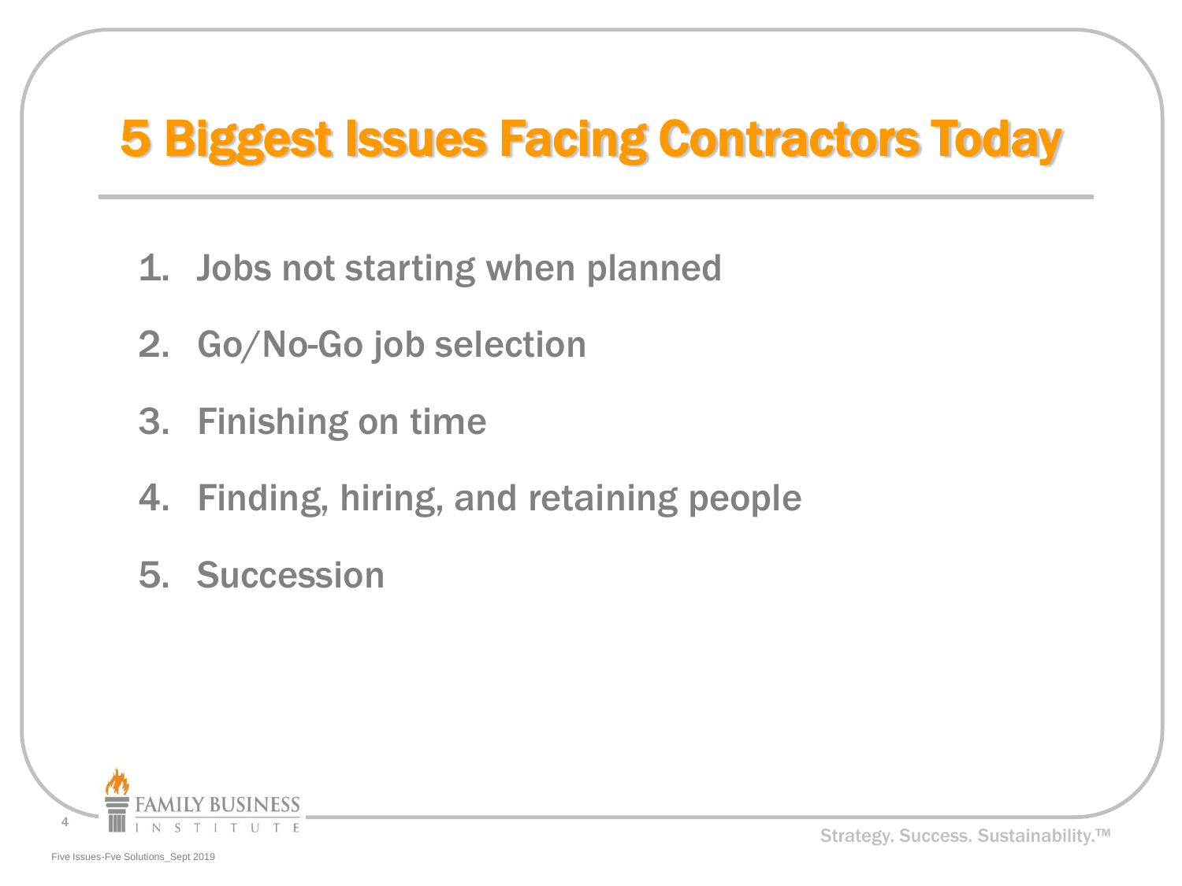# 5 Biggest Issues Facing Contractors Today

1. Jobs not starting when planned
2. Go/No-Go job selection
3. Finishing on time
4. Finding, hiring, and retaining people
5. Succession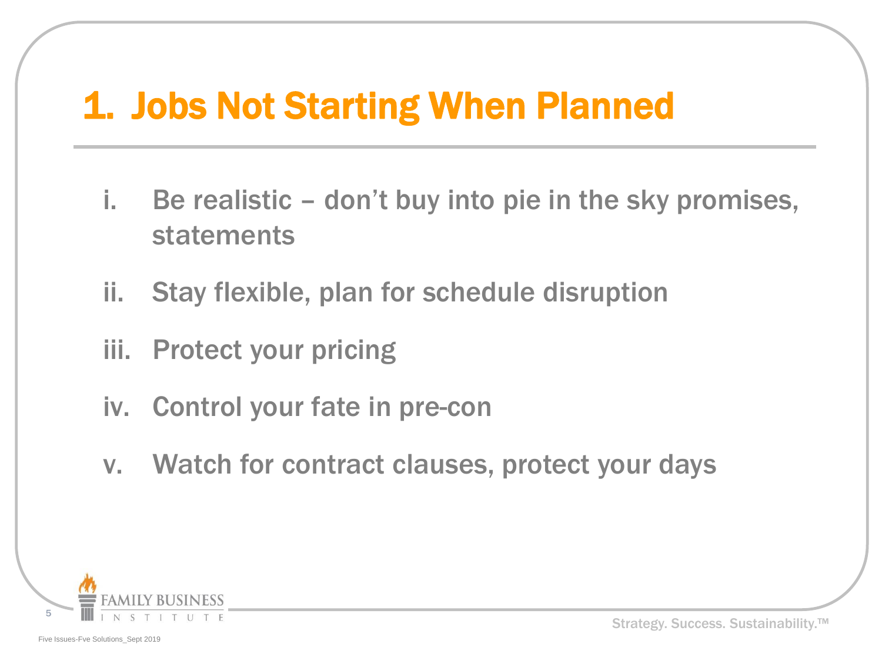# 1. Jobs Not Starting When Planned

i. Be realistic – don't buy into pie in the sky promises, statements

ii. Stay flexible, plan for schedule disruption

iii. Protect your pricing

iv. Control your fate in pre-con

v. Watch for contract clauses, protect your days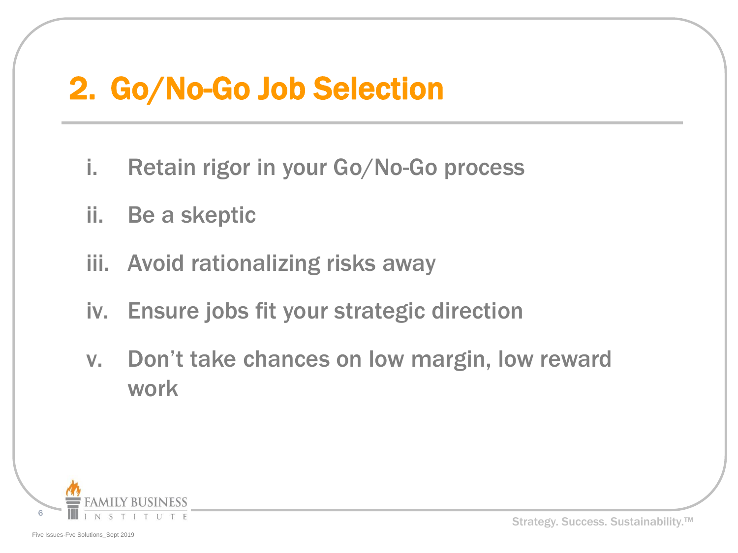## 2. Go/No-Go Job Selection

i. Retain rigor in your Go/No-Go process

ii. Be a skeptic

iii. Avoid rationalizing risks away

iv. Ensure jobs fit your strategic direction

v. Don’t take chances on low margin, low reward work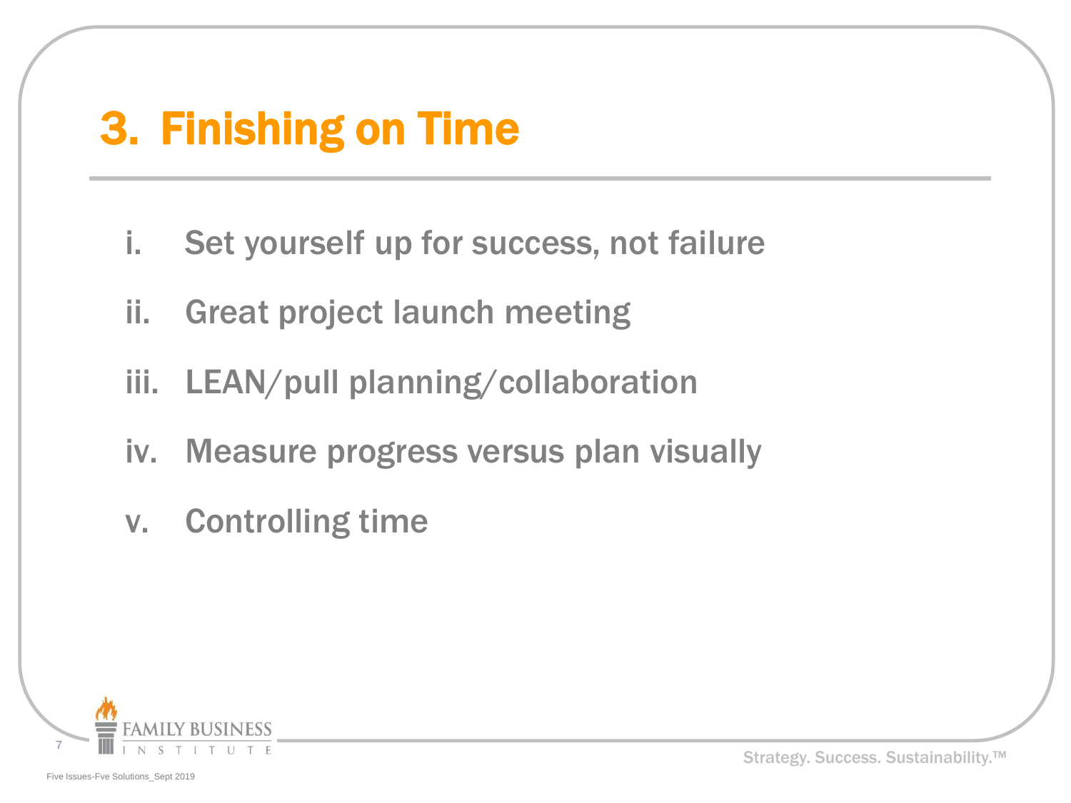# 3. Finishing on Time

i. Set yourself up for success, not failure

ii. Great project launch meeting

iii. LEAN/pull planning/collaboration

iv. Measure progress versus plan visually

v. Controlling time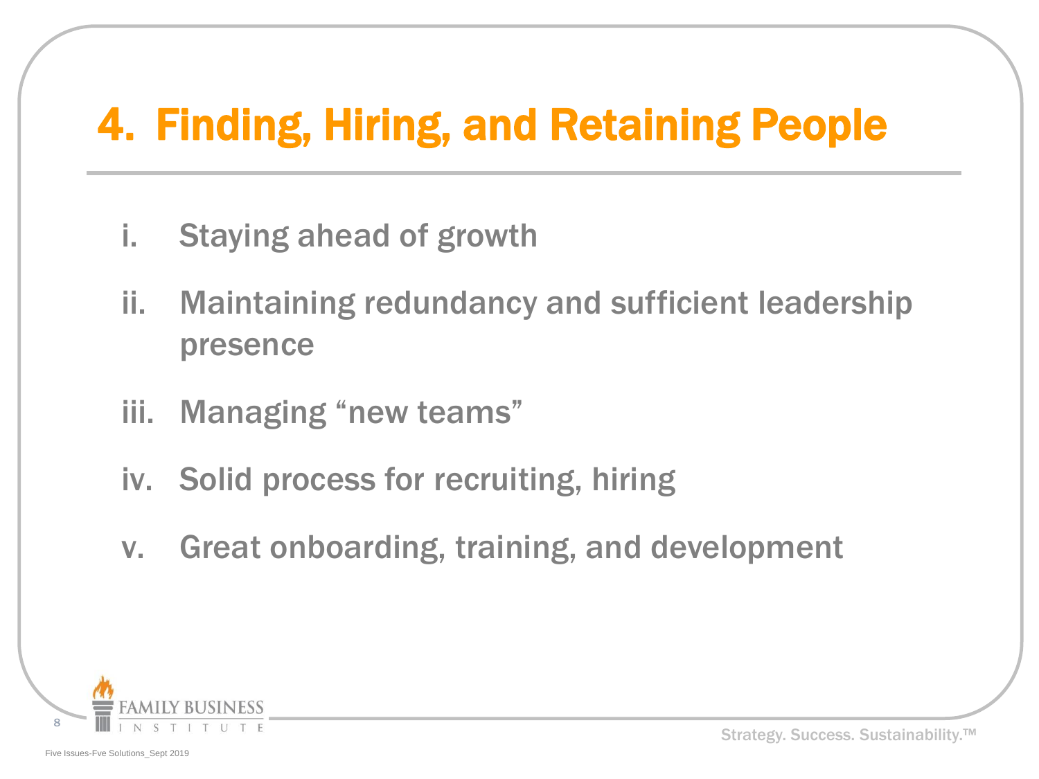# 4. Finding, Hiring, and Retaining People

i. Staying ahead of growth

ii. Maintaining redundancy and sufficient leadership presence

iii. Managing “new teams”

iv. Solid process for recruiting, hiring

v. Great onboarding, training, and development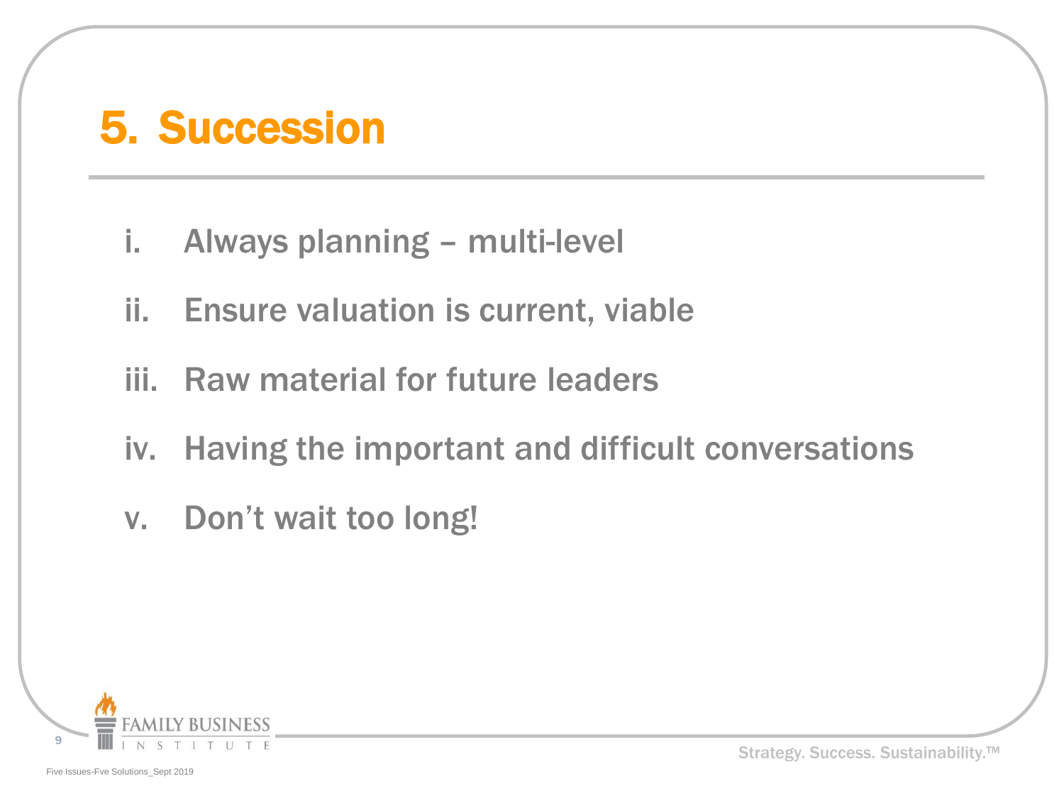# 5. Succession

i. Always planning – multi-level

ii. Ensure valuation is current, viable

iii. Raw material for future leaders

iv. Having the important and difficult conversations

v. Don't wait too long!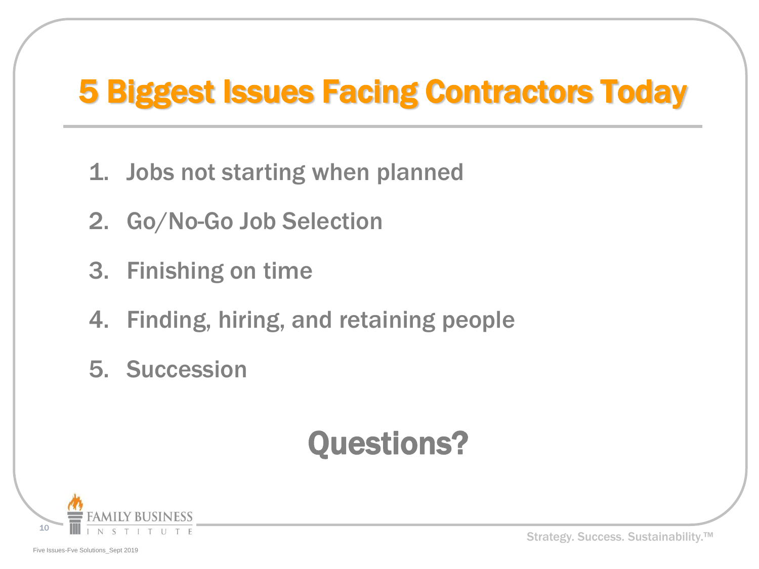# 5 Biggest Issues Facing Contractors Today

1. Jobs not starting when planned
2. Go/No-Go Job Selection
3. Finishing on time
4. Finding, hiring, and retaining people
5. Succession

## Questions?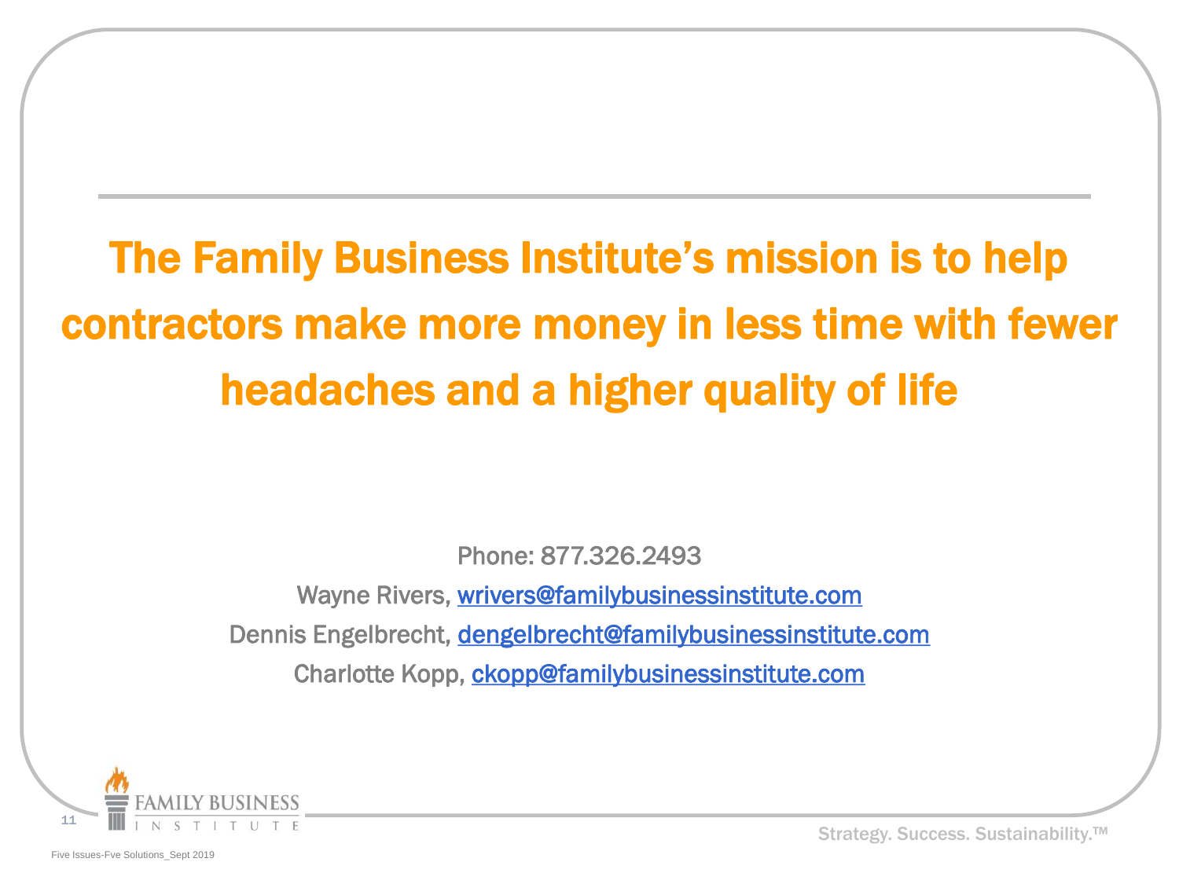# The Family Business Institute's mission is to help contractors make more money in less time with fewer headaches and a higher quality of life

Phone: 877.326.2493

Wayne Rivers, wrivers@familybusinessinstitute.com

Dennis Engelbrecht, dengelbrecht@familybusinessinstitute.com

Charlotte Kopp, ckopp@familybusinessinstitute.com